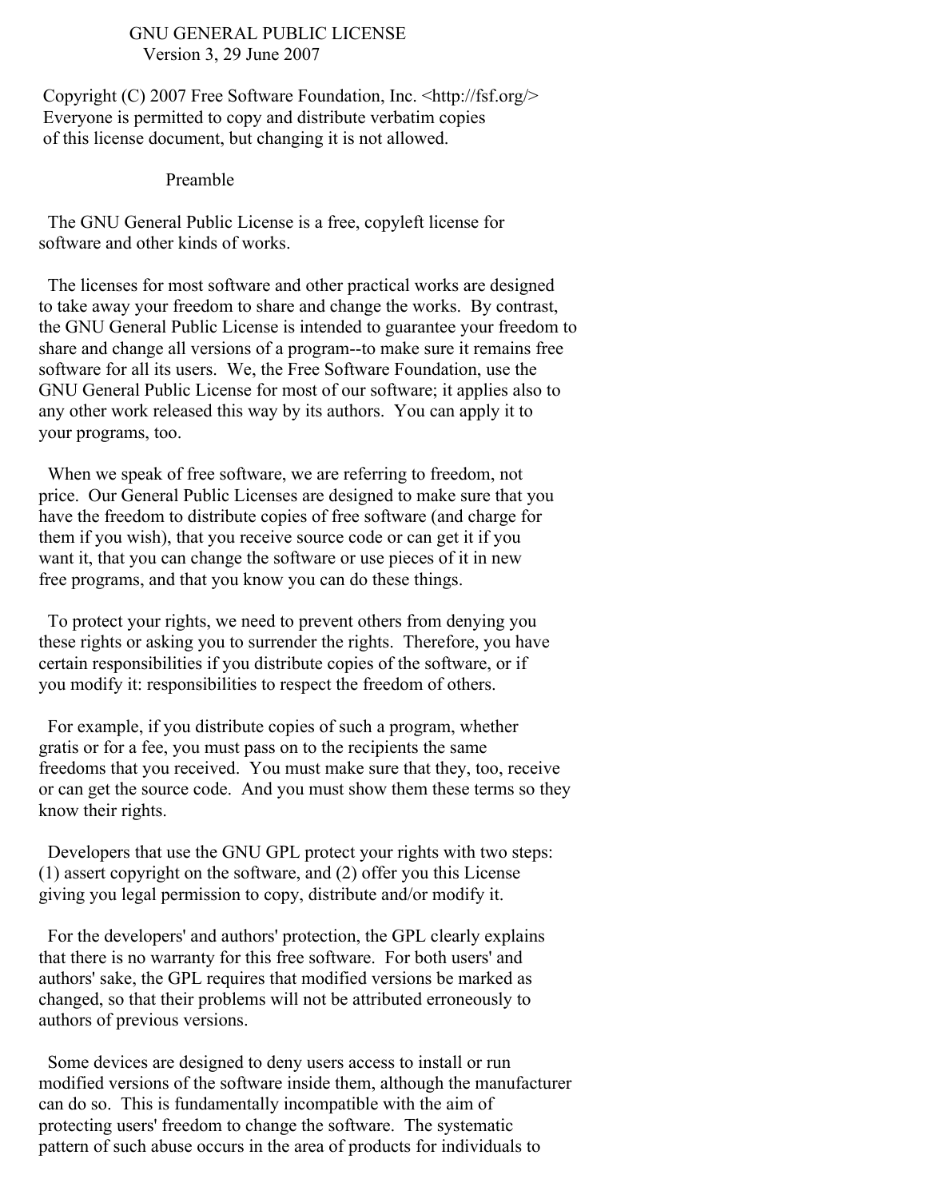# GNU GENERAL PUBLIC LICENSE

Version 3, 29 June 2007

Copyright (C) 2007 Free Software Foundation, Inc. <http://fsf.org/>
Everyone is permitted to copy and distribute verbatim copies
of this license document, but changing it is not allowed.

## Preamble

The GNU General Public License is a free, copyleft license for software and other kinds of works.

The licenses for most software and other practical works are designed to take away your freedom to share and change the works. By contrast, the GNU General Public License is intended to guarantee your freedom to share and change all versions of a program--to make sure it remains free software for all its users. We, the Free Software Foundation, use the GNU General Public License for most of our software; it applies also to any other work released this way by its authors. You can apply it to your programs, too.

When we speak of free software, we are referring to freedom, not price. Our General Public Licenses are designed to make sure that you have the freedom to distribute copies of free software (and charge for them if you wish), that you receive source code or can get it if you want it, that you can change the software or use pieces of it in new free programs, and that you know you can do these things.

To protect your rights, we need to prevent others from denying you these rights or asking you to surrender the rights. Therefore, you have certain responsibilities if you distribute copies of the software, or if you modify it: responsibilities to respect the freedom of others.

For example, if you distribute copies of such a program, whether gratis or for a fee, you must pass on to the recipients the same freedoms that you received. You must make sure that they, too, receive or can get the source code. And you must show them these terms so they know their rights.

Developers that use the GNU GPL protect your rights with two steps: (1) assert copyright on the software, and (2) offer you this License giving you legal permission to copy, distribute and/or modify it.

For the developers' and authors' protection, the GPL clearly explains that there is no warranty for this free software. For both users' and authors' sake, the GPL requires that modified versions be marked as changed, so that their problems will not be attributed erroneously to authors of previous versions.

Some devices are designed to deny users access to install or run modified versions of the software inside them, although the manufacturer can do so. This is fundamentally incompatible with the aim of protecting users' freedom to change the software. The systematic pattern of such abuse occurs in the area of products for individuals to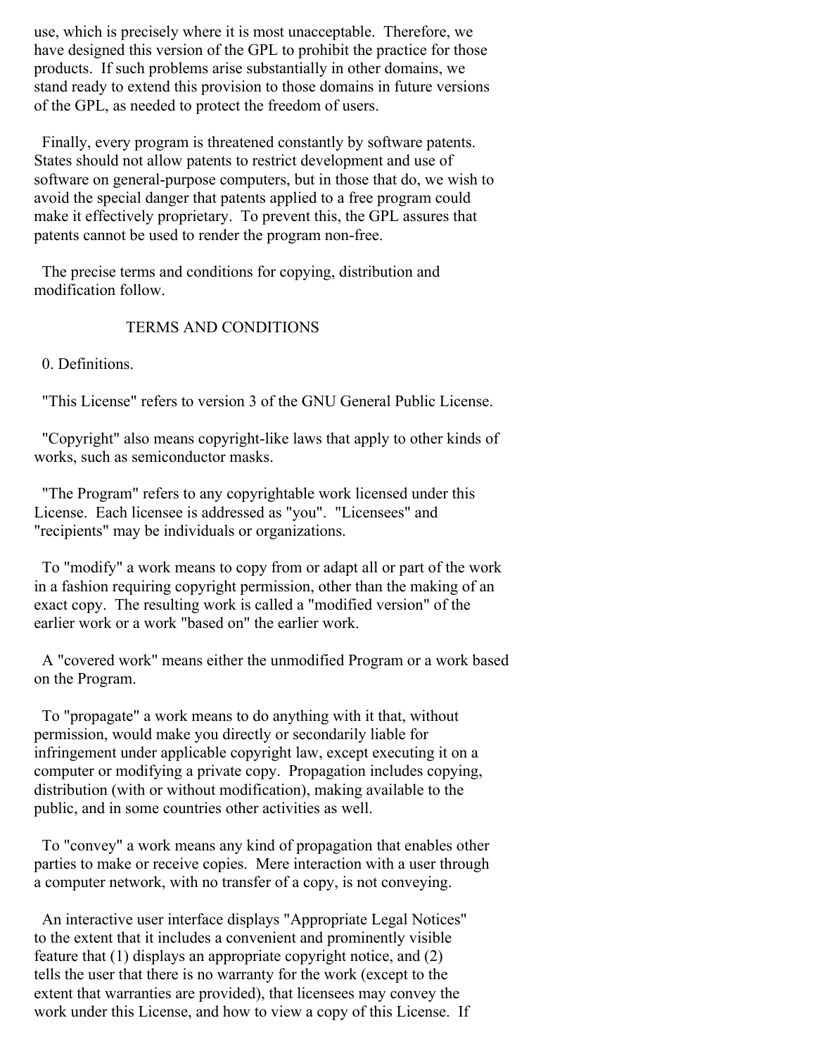use, which is precisely where it is most unacceptable. Therefore, we have designed this version of the GPL to prohibit the practice for those products. If such problems arise substantially in other domains, we stand ready to extend this provision to those domains in future versions of the GPL, as needed to protect the freedom of users.

Finally, every program is threatened constantly by software patents. States should not allow patents to restrict development and use of software on general-purpose computers, but in those that do, we wish to avoid the special danger that patents applied to a free program could make it effectively proprietary. To prevent this, the GPL assures that patents cannot be used to render the program non-free.

The precise terms and conditions for copying, distribution and modification follow.

## TERMS AND CONDITIONS

### 0. Definitions.

"This License" refers to version 3 of the GNU General Public License.

"Copyright" also means copyright-like laws that apply to other kinds of works, such as semiconductor masks.

"The Program" refers to any copyrightable work licensed under this License. Each licensee is addressed as "you". "Licensees" and "recipients" may be individuals or organizations.

To "modify" a work means to copy from or adapt all or part of the work in a fashion requiring copyright permission, other than the making of an exact copy. The resulting work is called a "modified version" of the earlier work or a work "based on" the earlier work.

A "covered work" means either the unmodified Program or a work based on the Program.

To "propagate" a work means to do anything with it that, without permission, would make you directly or secondarily liable for infringement under applicable copyright law, except executing it on a computer or modifying a private copy. Propagation includes copying, distribution (with or without modification), making available to the public, and in some countries other activities as well.

To "convey" a work means any kind of propagation that enables other parties to make or receive copies. Mere interaction with a user through a computer network, with no transfer of a copy, is not conveying.

An interactive user interface displays "Appropriate Legal Notices" to the extent that it includes a convenient and prominently visible feature that (1) displays an appropriate copyright notice, and (2) tells the user that there is no warranty for the work (except to the extent that warranties are provided), that licensees may convey the work under this License, and how to view a copy of this License. If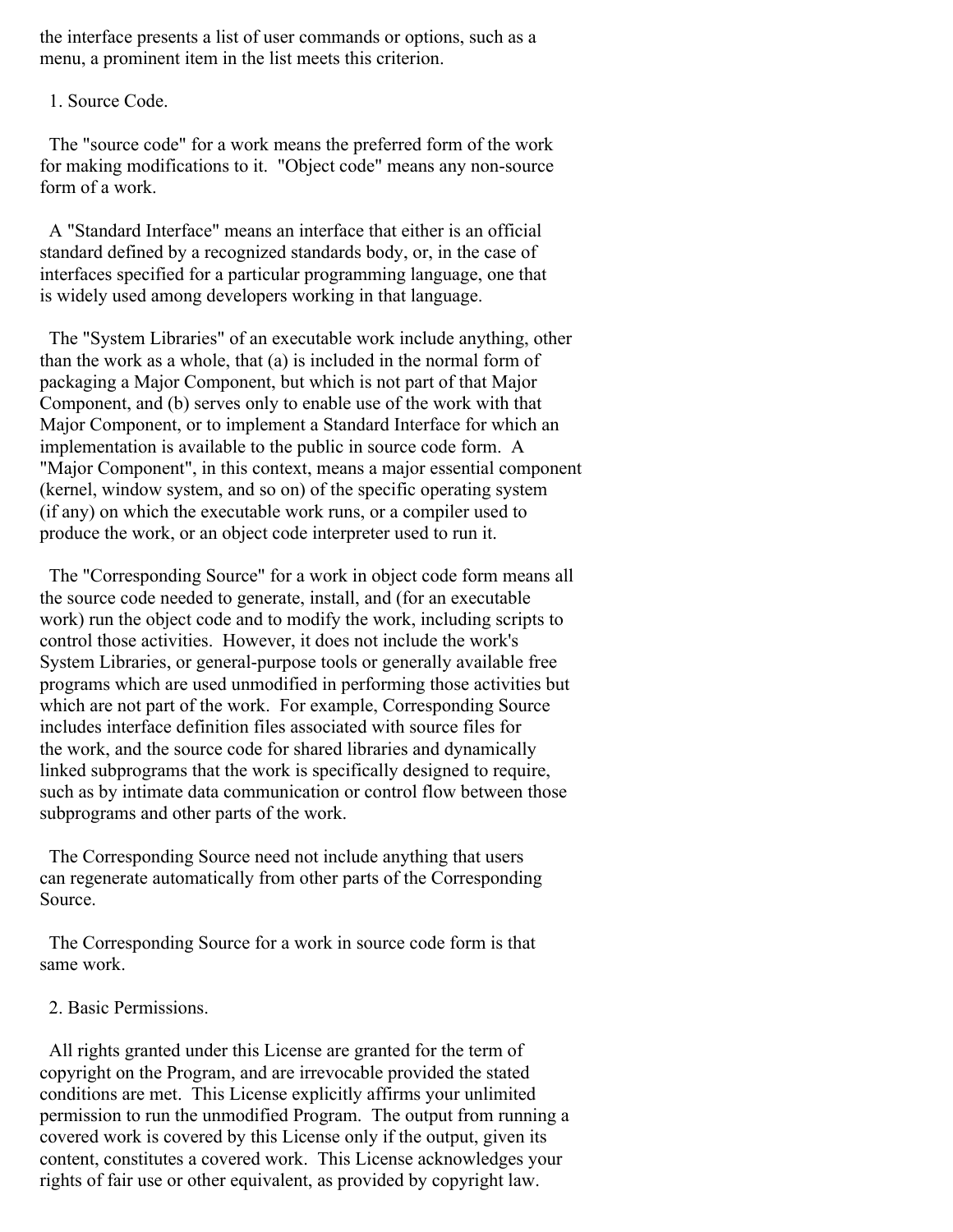the interface presents a list of user commands or options, such as a menu, a prominent item in the list meets this criterion.

## 1. Source Code.

The "source code" for a work means the preferred form of the work for making modifications to it. "Object code" means any non-source form of a work.

A "Standard Interface" means an interface that either is an official standard defined by a recognized standards body, or, in the case of interfaces specified for a particular programming language, one that is widely used among developers working in that language.

The "System Libraries" of an executable work include anything, other than the work as a whole, that (a) is included in the normal form of packaging a Major Component, but which is not part of that Major Component, and (b) serves only to enable use of the work with that Major Component, or to implement a Standard Interface for which an implementation is available to the public in source code form. A "Major Component", in this context, means a major essential component (kernel, window system, and so on) of the specific operating system (if any) on which the executable work runs, or a compiler used to produce the work, or an object code interpreter used to run it.

The "Corresponding Source" for a work in object code form means all the source code needed to generate, install, and (for an executable work) run the object code and to modify the work, including scripts to control those activities. However, it does not include the work's System Libraries, or general-purpose tools or generally available free programs which are used unmodified in performing those activities but which are not part of the work. For example, Corresponding Source includes interface definition files associated with source files for the work, and the source code for shared libraries and dynamically linked subprograms that the work is specifically designed to require, such as by intimate data communication or control flow between those subprograms and other parts of the work.

The Corresponding Source need not include anything that users can regenerate automatically from other parts of the Corresponding Source.

The Corresponding Source for a work in source code form is that same work.

## 2. Basic Permissions.

All rights granted under this License are granted for the term of copyright on the Program, and are irrevocable provided the stated conditions are met. This License explicitly affirms your unlimited permission to run the unmodified Program. The output from running a covered work is covered by this License only if the output, given its content, constitutes a covered work. This License acknowledges your rights of fair use or other equivalent, as provided by copyright law.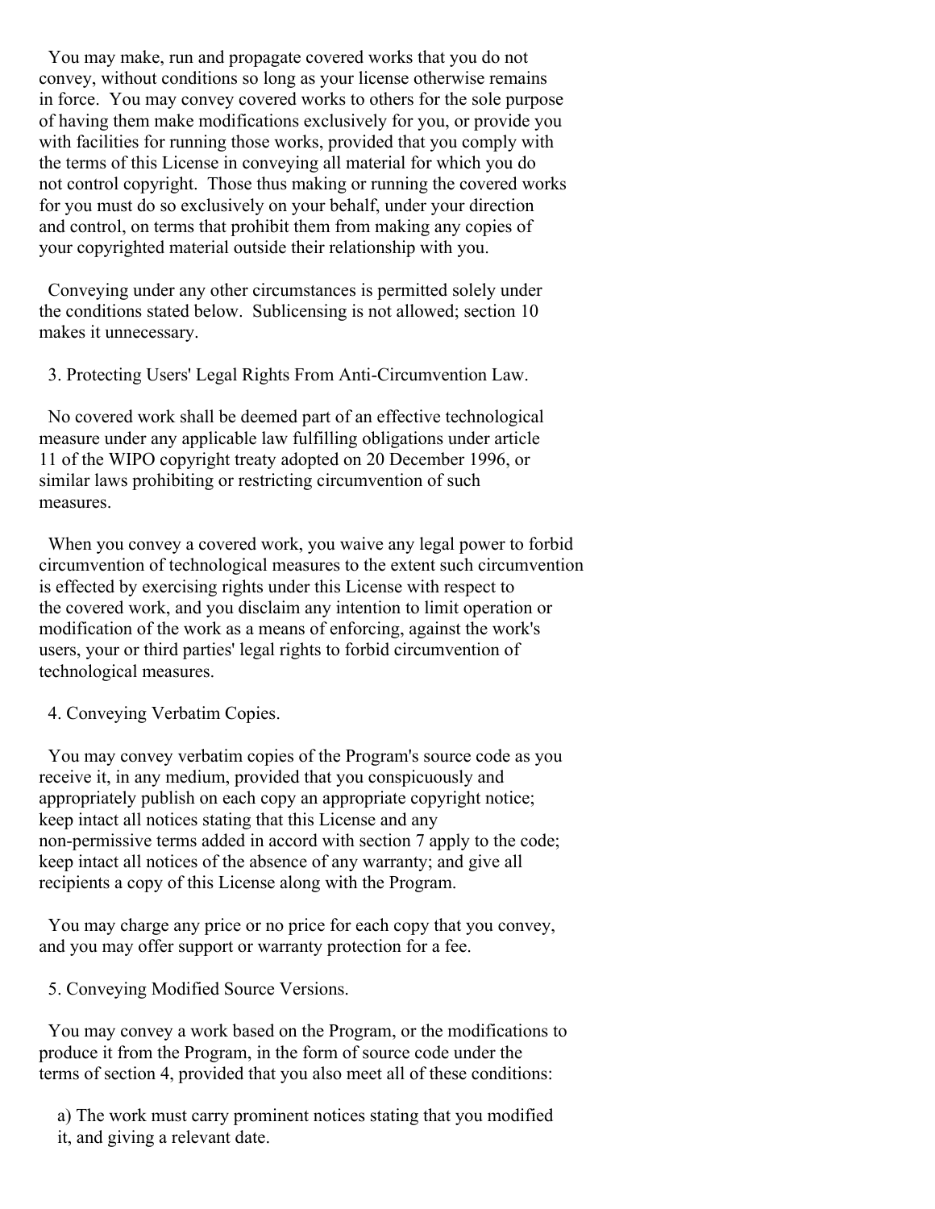You may make, run and propagate covered works that you do not convey, without conditions so long as your license otherwise remains in force. You may convey covered works to others for the sole purpose of having them make modifications exclusively for you, or provide you with facilities for running those works, provided that you comply with the terms of this License in conveying all material for which you do not control copyright. Those thus making or running the covered works for you must do so exclusively on your behalf, under your direction and control, on terms that prohibit them from making any copies of your copyrighted material outside their relationship with you.

Conveying under any other circumstances is permitted solely under the conditions stated below. Sublicensing is not allowed; section 10 makes it unnecessary.

## 3. Protecting Users' Legal Rights From Anti-Circumvention Law.

No covered work shall be deemed part of an effective technological measure under any applicable law fulfilling obligations under article 11 of the WIPO copyright treaty adopted on 20 December 1996, or similar laws prohibiting or restricting circumvention of such measures.

When you convey a covered work, you waive any legal power to forbid circumvention of technological measures to the extent such circumvention is effected by exercising rights under this License with respect to the covered work, and you disclaim any intention to limit operation or modification of the work as a means of enforcing, against the work's users, your or third parties' legal rights to forbid circumvention of technological measures.

## 4. Conveying Verbatim Copies.

You may convey verbatim copies of the Program's source code as you receive it, in any medium, provided that you conspicuously and appropriately publish on each copy an appropriate copyright notice; keep intact all notices stating that this License and any non-permissive terms added in accord with section 7 apply to the code; keep intact all notices of the absence of any warranty; and give all recipients a copy of this License along with the Program.

You may charge any price or no price for each copy that you convey, and you may offer support or warranty protection for a fee.

## 5. Conveying Modified Source Versions.

You may convey a work based on the Program, or the modifications to produce it from the Program, in the form of source code under the terms of section 4, provided that you also meet all of these conditions:

a) The work must carry prominent notices stating that you modified it, and giving a relevant date.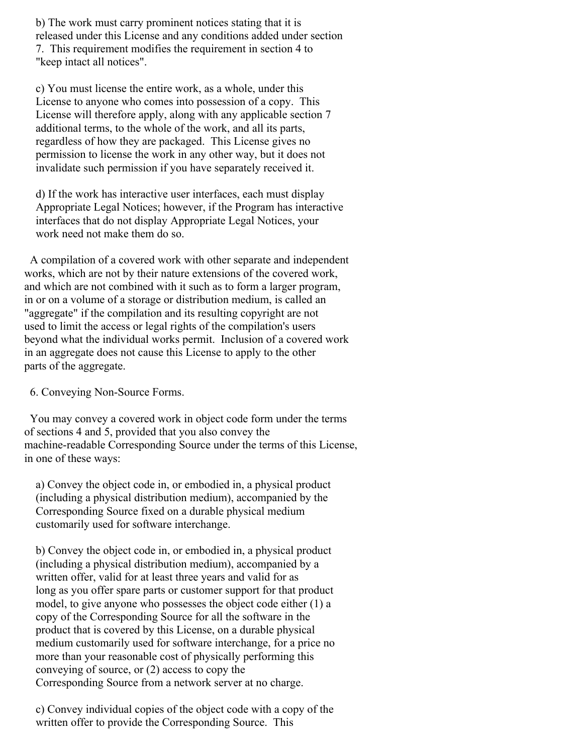b) The work must carry prominent notices stating that it is released under this License and any conditions added under section 7. This requirement modifies the requirement in section 4 to "keep intact all notices".

c) You must license the entire work, as a whole, under this License to anyone who comes into possession of a copy. This License will therefore apply, along with any applicable section 7 additional terms, to the whole of the work, and all its parts, regardless of how they are packaged. This License gives no permission to license the work in any other way, but it does not invalidate such permission if you have separately received it.

d) If the work has interactive user interfaces, each must display Appropriate Legal Notices; however, if the Program has interactive interfaces that do not display Appropriate Legal Notices, your work need not make them do so.

A compilation of a covered work with other separate and independent works, which are not by their nature extensions of the covered work, and which are not combined with it such as to form a larger program, in or on a volume of a storage or distribution medium, is called an "aggregate" if the compilation and its resulting copyright are not used to limit the access or legal rights of the compilation's users beyond what the individual works permit. Inclusion of a covered work in an aggregate does not cause this License to apply to the other parts of the aggregate.

6. Conveying Non-Source Forms.

You may convey a covered work in object code form under the terms of sections 4 and 5, provided that you also convey the machine-readable Corresponding Source under the terms of this License, in one of these ways:

a) Convey the object code in, or embodied in, a physical product (including a physical distribution medium), accompanied by the Corresponding Source fixed on a durable physical medium customarily used for software interchange.

b) Convey the object code in, or embodied in, a physical product (including a physical distribution medium), accompanied by a written offer, valid for at least three years and valid for as long as you offer spare parts or customer support for that product model, to give anyone who possesses the object code either (1) a copy of the Corresponding Source for all the software in the product that is covered by this License, on a durable physical medium customarily used for software interchange, for a price no more than your reasonable cost of physically performing this conveying of source, or (2) access to copy the Corresponding Source from a network server at no charge.

c) Convey individual copies of the object code with a copy of the written offer to provide the Corresponding Source. This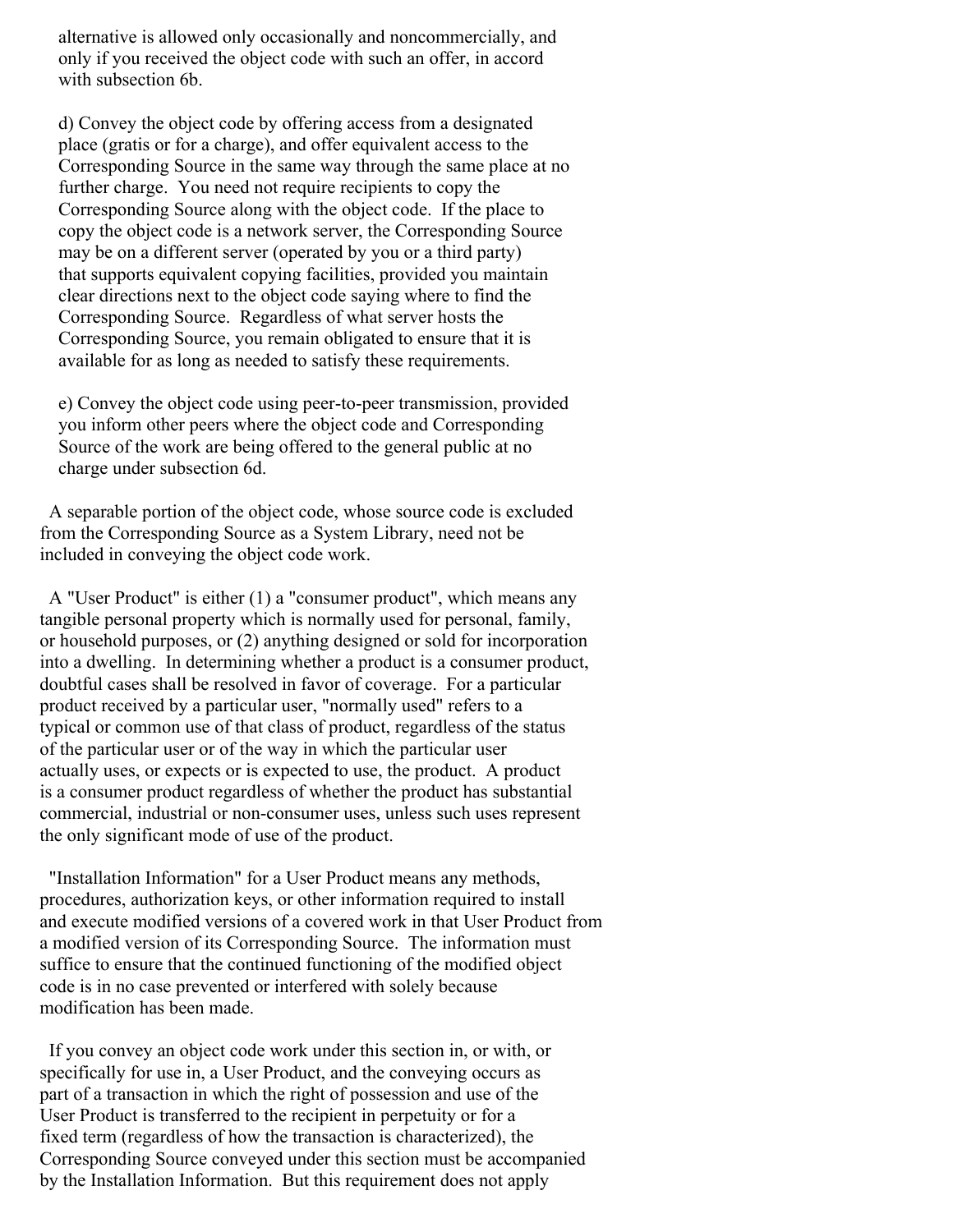alternative is allowed only occasionally and noncommercially, and only if you received the object code with such an offer, in accord with subsection 6b.

d) Convey the object code by offering access from a designated place (gratis or for a charge), and offer equivalent access to the Corresponding Source in the same way through the same place at no further charge. You need not require recipients to copy the Corresponding Source along with the object code. If the place to copy the object code is a network server, the Corresponding Source may be on a different server (operated by you or a third party) that supports equivalent copying facilities, provided you maintain clear directions next to the object code saying where to find the Corresponding Source. Regardless of what server hosts the Corresponding Source, you remain obligated to ensure that it is available for as long as needed to satisfy these requirements.

e) Convey the object code using peer-to-peer transmission, provided you inform other peers where the object code and Corresponding Source of the work are being offered to the general public at no charge under subsection 6d.

A separable portion of the object code, whose source code is excluded from the Corresponding Source as a System Library, need not be included in conveying the object code work.

A "User Product" is either (1) a "consumer product", which means any tangible personal property which is normally used for personal, family, or household purposes, or (2) anything designed or sold for incorporation into a dwelling. In determining whether a product is a consumer product, doubtful cases shall be resolved in favor of coverage. For a particular product received by a particular user, "normally used" refers to a typical or common use of that class of product, regardless of the status of the particular user or of the way in which the particular user actually uses, or expects or is expected to use, the product. A product is a consumer product regardless of whether the product has substantial commercial, industrial or non-consumer uses, unless such uses represent the only significant mode of use of the product.

"Installation Information" for a User Product means any methods, procedures, authorization keys, or other information required to install and execute modified versions of a covered work in that User Product from a modified version of its Corresponding Source. The information must suffice to ensure that the continued functioning of the modified object code is in no case prevented or interfered with solely because modification has been made.

If you convey an object code work under this section in, or with, or specifically for use in, a User Product, and the conveying occurs as part of a transaction in which the right of possession and use of the User Product is transferred to the recipient in perpetuity or for a fixed term (regardless of how the transaction is characterized), the Corresponding Source conveyed under this section must be accompanied by the Installation Information. But this requirement does not apply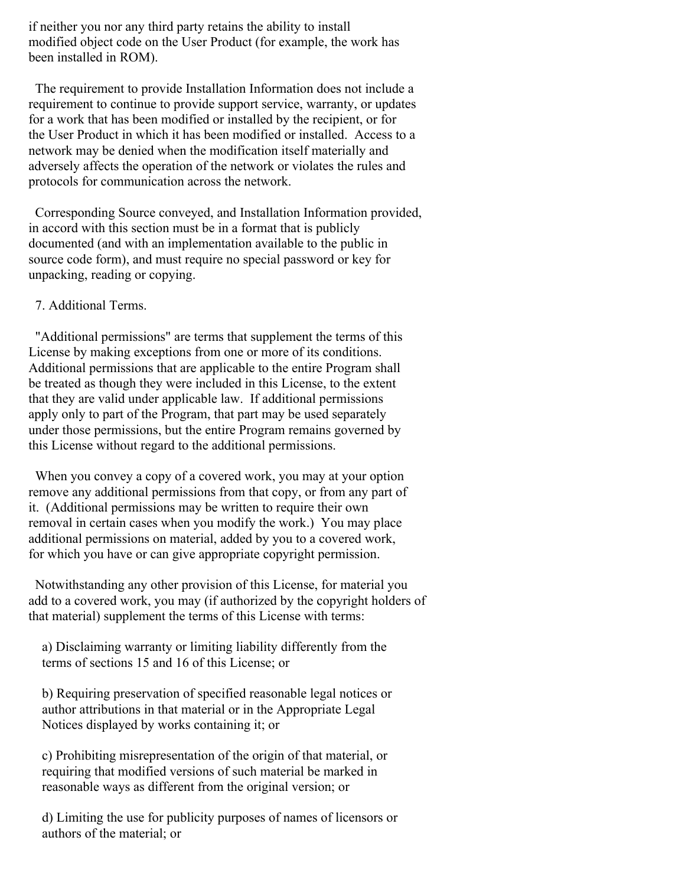if neither you nor any third party retains the ability to install modified object code on the User Product (for example, the work has been installed in ROM).

The requirement to provide Installation Information does not include a requirement to continue to provide support service, warranty, or updates for a work that has been modified or installed by the recipient, or for the User Product in which it has been modified or installed. Access to a network may be denied when the modification itself materially and adversely affects the operation of the network or violates the rules and protocols for communication across the network.

Corresponding Source conveyed, and Installation Information provided, in accord with this section must be in a format that is publicly documented (and with an implementation available to the public in source code form), and must require no special password or key for unpacking, reading or copying.

7. Additional Terms.

"Additional permissions" are terms that supplement the terms of this License by making exceptions from one or more of its conditions. Additional permissions that are applicable to the entire Program shall be treated as though they were included in this License, to the extent that they are valid under applicable law. If additional permissions apply only to part of the Program, that part may be used separately under those permissions, but the entire Program remains governed by this License without regard to the additional permissions.

When you convey a copy of a covered work, you may at your option remove any additional permissions from that copy, or from any part of it. (Additional permissions may be written to require their own removal in certain cases when you modify the work.) You may place additional permissions on material, added by you to a covered work, for which you have or can give appropriate copyright permission.

Notwithstanding any other provision of this License, for material you add to a covered work, you may (if authorized by the copyright holders of that material) supplement the terms of this License with terms:

a) Disclaiming warranty or limiting liability differently from the terms of sections 15 and 16 of this License; or

b) Requiring preservation of specified reasonable legal notices or author attributions in that material or in the Appropriate Legal Notices displayed by works containing it; or

c) Prohibiting misrepresentation of the origin of that material, or requiring that modified versions of such material be marked in reasonable ways as different from the original version; or

d) Limiting the use for publicity purposes of names of licensors or authors of the material; or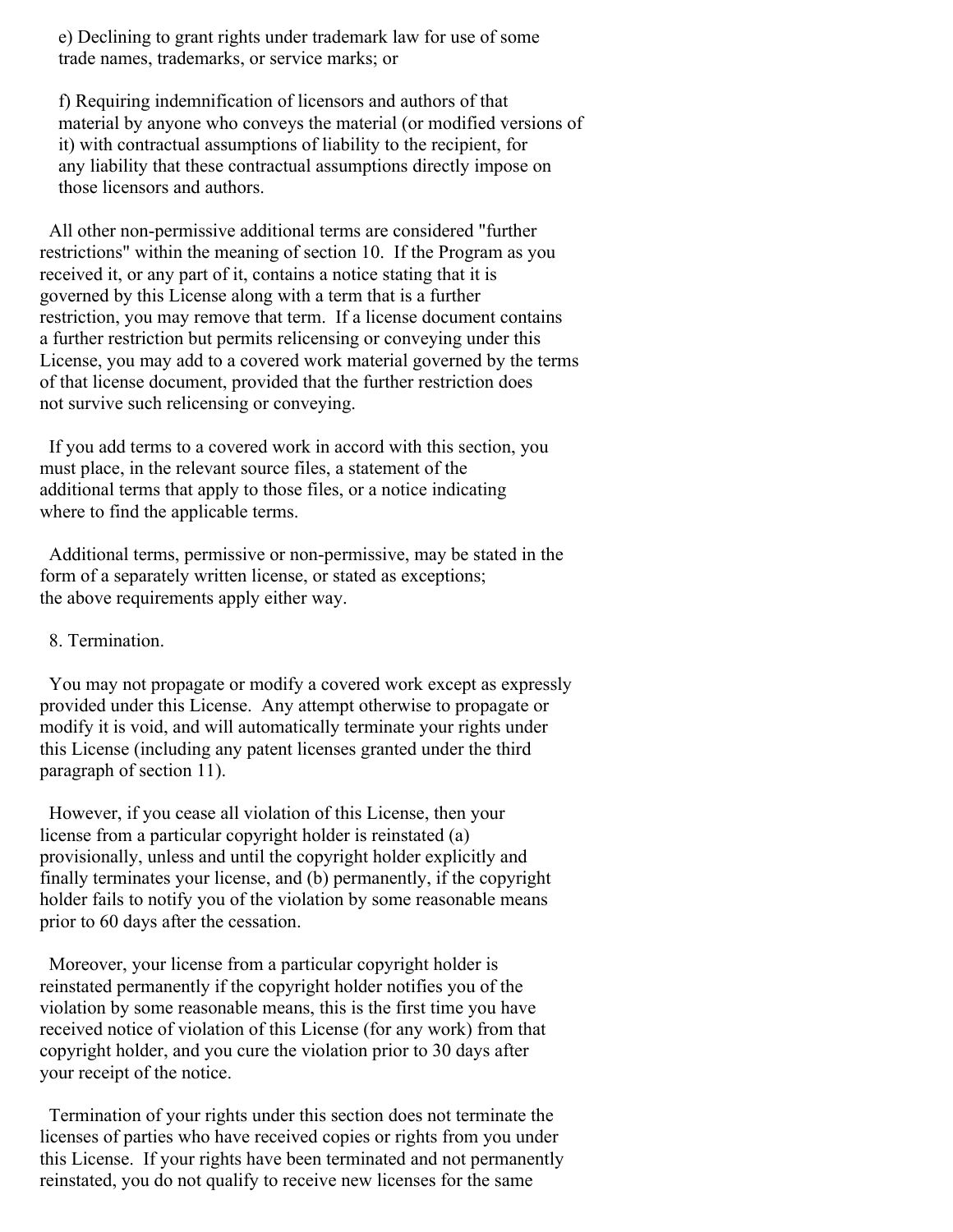e) Declining to grant rights under trademark law for use of some trade names, trademarks, or service marks; or

f) Requiring indemnification of licensors and authors of that material by anyone who conveys the material (or modified versions of it) with contractual assumptions of liability to the recipient, for any liability that these contractual assumptions directly impose on those licensors and authors.

All other non-permissive additional terms are considered "further restrictions" within the meaning of section 10. If the Program as you received it, or any part of it, contains a notice stating that it is governed by this License along with a term that is a further restriction, you may remove that term. If a license document contains a further restriction but permits relicensing or conveying under this License, you may add to a covered work material governed by the terms of that license document, provided that the further restriction does not survive such relicensing or conveying.

If you add terms to a covered work in accord with this section, you must place, in the relevant source files, a statement of the additional terms that apply to those files, or a notice indicating where to find the applicable terms.

Additional terms, permissive or non-permissive, may be stated in the form of a separately written license, or stated as exceptions; the above requirements apply either way.

8. Termination.

You may not propagate or modify a covered work except as expressly provided under this License. Any attempt otherwise to propagate or modify it is void, and will automatically terminate your rights under this License (including any patent licenses granted under the third paragraph of section 11).

However, if you cease all violation of this License, then your license from a particular copyright holder is reinstated (a) provisionally, unless and until the copyright holder explicitly and finally terminates your license, and (b) permanently, if the copyright holder fails to notify you of the violation by some reasonable means prior to 60 days after the cessation.

Moreover, your license from a particular copyright holder is reinstated permanently if the copyright holder notifies you of the violation by some reasonable means, this is the first time you have received notice of violation of this License (for any work) from that copyright holder, and you cure the violation prior to 30 days after your receipt of the notice.

Termination of your rights under this section does not terminate the licenses of parties who have received copies or rights from you under this License. If your rights have been terminated and not permanently reinstated, you do not qualify to receive new licenses for the same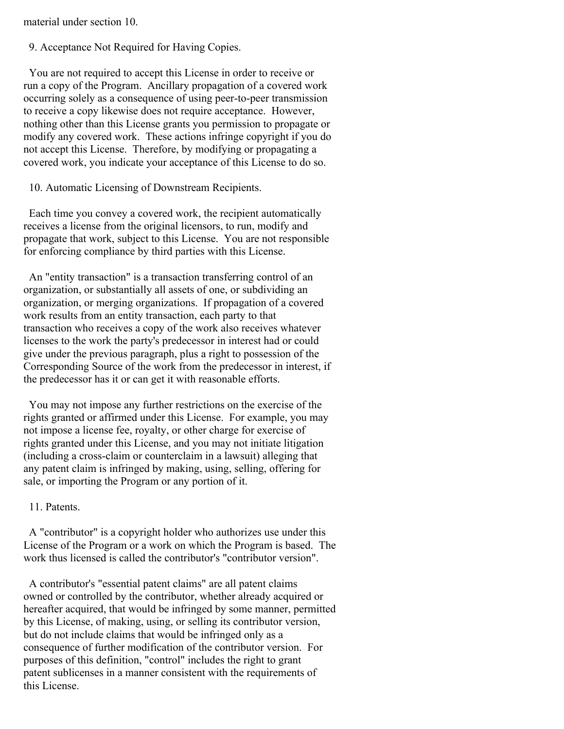material under section 10.

9. Acceptance Not Required for Having Copies.

You are not required to accept this License in order to receive or run a copy of the Program. Ancillary propagation of a covered work occurring solely as a consequence of using peer-to-peer transmission to receive a copy likewise does not require acceptance. However, nothing other than this License grants you permission to propagate or modify any covered work. These actions infringe copyright if you do not accept this License. Therefore, by modifying or propagating a covered work, you indicate your acceptance of this License to do so.

10. Automatic Licensing of Downstream Recipients.

Each time you convey a covered work, the recipient automatically receives a license from the original licensors, to run, modify and propagate that work, subject to this License. You are not responsible for enforcing compliance by third parties with this License.

An "entity transaction" is a transaction transferring control of an organization, or substantially all assets of one, or subdividing an organization, or merging organizations. If propagation of a covered work results from an entity transaction, each party to that transaction who receives a copy of the work also receives whatever licenses to the work the party's predecessor in interest had or could give under the previous paragraph, plus a right to possession of the Corresponding Source of the work from the predecessor in interest, if the predecessor has it or can get it with reasonable efforts.

You may not impose any further restrictions on the exercise of the rights granted or affirmed under this License. For example, you may not impose a license fee, royalty, or other charge for exercise of rights granted under this License, and you may not initiate litigation (including a cross-claim or counterclaim in a lawsuit) alleging that any patent claim is infringed by making, using, selling, offering for sale, or importing the Program or any portion of it.

11. Patents.

A "contributor" is a copyright holder who authorizes use under this License of the Program or a work on which the Program is based. The work thus licensed is called the contributor's "contributor version".

A contributor's "essential patent claims" are all patent claims owned or controlled by the contributor, whether already acquired or hereafter acquired, that would be infringed by some manner, permitted by this License, of making, using, or selling its contributor version, but do not include claims that would be infringed only as a consequence of further modification of the contributor version. For purposes of this definition, "control" includes the right to grant patent sublicenses in a manner consistent with the requirements of this License.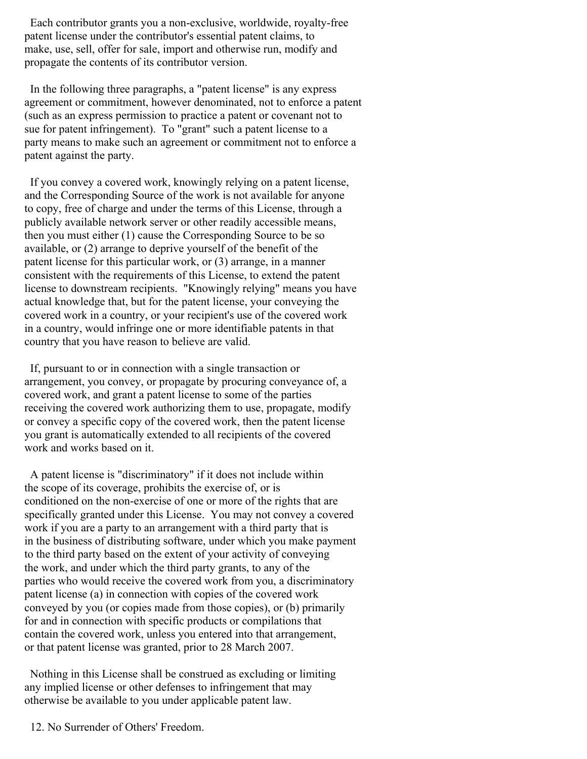Each contributor grants you a non-exclusive, worldwide, royalty-free patent license under the contributor's essential patent claims, to make, use, sell, offer for sale, import and otherwise run, modify and propagate the contents of its contributor version.

In the following three paragraphs, a "patent license" is any express agreement or commitment, however denominated, not to enforce a patent (such as an express permission to practice a patent or covenant not to sue for patent infringement). To "grant" such a patent license to a party means to make such an agreement or commitment not to enforce a patent against the party.

If you convey a covered work, knowingly relying on a patent license, and the Corresponding Source of the work is not available for anyone to copy, free of charge and under the terms of this License, through a publicly available network server or other readily accessible means, then you must either (1) cause the Corresponding Source to be so available, or (2) arrange to deprive yourself of the benefit of the patent license for this particular work, or (3) arrange, in a manner consistent with the requirements of this License, to extend the patent license to downstream recipients. "Knowingly relying" means you have actual knowledge that, but for the patent license, your conveying the covered work in a country, or your recipient's use of the covered work in a country, would infringe one or more identifiable patents in that country that you have reason to believe are valid.

If, pursuant to or in connection with a single transaction or arrangement, you convey, or propagate by procuring conveyance of, a covered work, and grant a patent license to some of the parties receiving the covered work authorizing them to use, propagate, modify or convey a specific copy of the covered work, then the patent license you grant is automatically extended to all recipients of the covered work and works based on it.

A patent license is "discriminatory" if it does not include within the scope of its coverage, prohibits the exercise of, or is conditioned on the non-exercise of one or more of the rights that are specifically granted under this License. You may not convey a covered work if you are a party to an arrangement with a third party that is in the business of distributing software, under which you make payment to the third party based on the extent of your activity of conveying the work, and under which the third party grants, to any of the parties who would receive the covered work from you, a discriminatory patent license (a) in connection with copies of the covered work conveyed by you (or copies made from those copies), or (b) primarily for and in connection with specific products or compilations that contain the covered work, unless you entered into that arrangement, or that patent license was granted, prior to 28 March 2007.

Nothing in this License shall be construed as excluding or limiting any implied license or other defenses to infringement that may otherwise be available to you under applicable patent law.

12. No Surrender of Others' Freedom.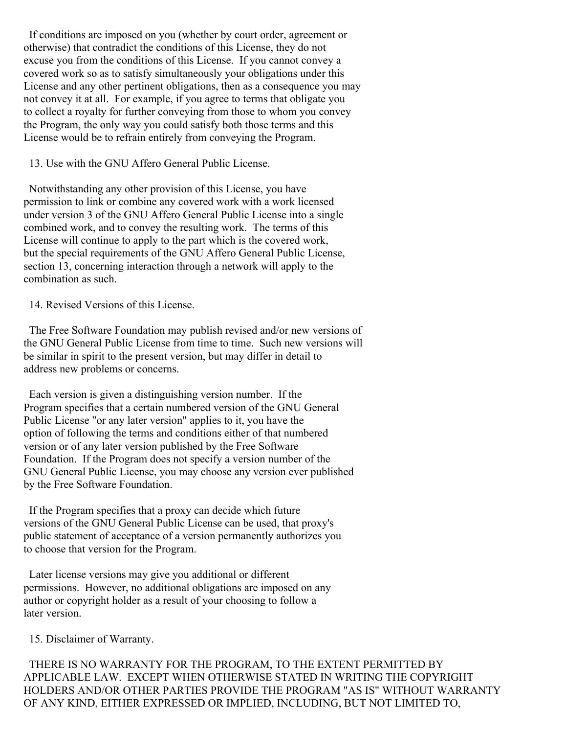If conditions are imposed on you (whether by court order, agreement or otherwise) that contradict the conditions of this License, they do not excuse you from the conditions of this License. If you cannot convey a covered work so as to satisfy simultaneously your obligations under this License and any other pertinent obligations, then as a consequence you may not convey it at all. For example, if you agree to terms that obligate you to collect a royalty for further conveying from those to whom you convey the Program, the only way you could satisfy both those terms and this License would be to refrain entirely from conveying the Program.

13. Use with the GNU Affero General Public License.

Notwithstanding any other provision of this License, you have permission to link or combine any covered work with a work licensed under version 3 of the GNU Affero General Public License into a single combined work, and to convey the resulting work. The terms of this License will continue to apply to the part which is the covered work, but the special requirements of the GNU Affero General Public License, section 13, concerning interaction through a network will apply to the combination as such.

14. Revised Versions of this License.

The Free Software Foundation may publish revised and/or new versions of the GNU General Public License from time to time. Such new versions will be similar in spirit to the present version, but may differ in detail to address new problems or concerns.

Each version is given a distinguishing version number. If the Program specifies that a certain numbered version of the GNU General Public License "or any later version" applies to it, you have the option of following the terms and conditions either of that numbered version or of any later version published by the Free Software Foundation. If the Program does not specify a version number of the GNU General Public License, you may choose any version ever published by the Free Software Foundation.

If the Program specifies that a proxy can decide which future versions of the GNU General Public License can be used, that proxy's public statement of acceptance of a version permanently authorizes you to choose that version for the Program.

Later license versions may give you additional or different permissions. However, no additional obligations are imposed on any author or copyright holder as a result of your choosing to follow a later version.

15. Disclaimer of Warranty.

THERE IS NO WARRANTY FOR THE PROGRAM, TO THE EXTENT PERMITTED BY APPLICABLE LAW. EXCEPT WHEN OTHERWISE STATED IN WRITING THE COPYRIGHT HOLDERS AND/OR OTHER PARTIES PROVIDE THE PROGRAM "AS IS" WITHOUT WARRANTY OF ANY KIND, EITHER EXPRESSED OR IMPLIED, INCLUDING, BUT NOT LIMITED TO,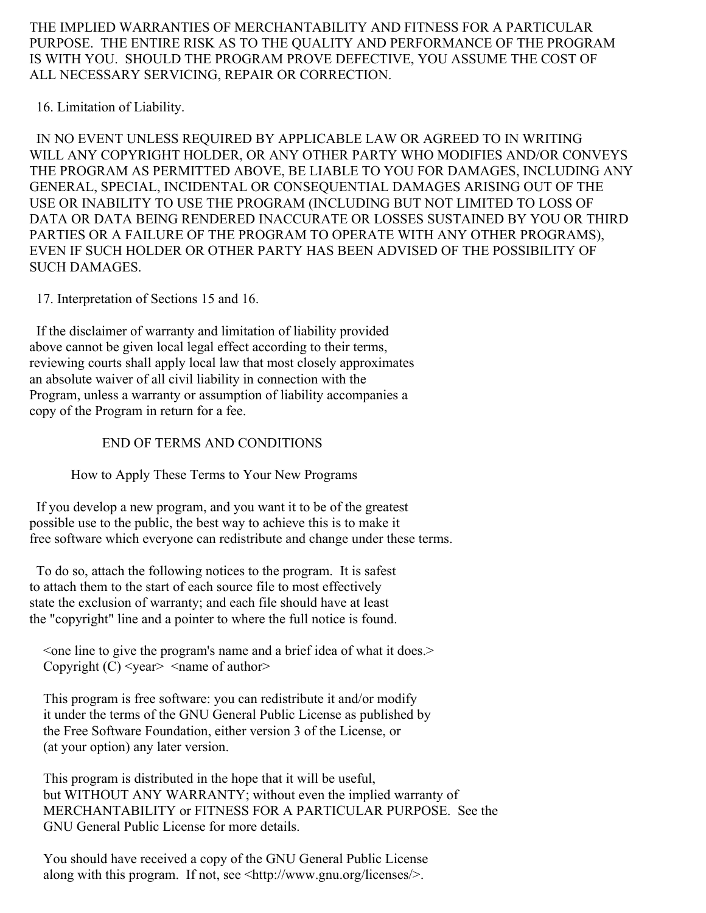THE IMPLIED WARRANTIES OF MERCHANTABILITY AND FITNESS FOR A PARTICULAR PURPOSE. THE ENTIRE RISK AS TO THE QUALITY AND PERFORMANCE OF THE PROGRAM IS WITH YOU. SHOULD THE PROGRAM PROVE DEFECTIVE, YOU ASSUME THE COST OF ALL NECESSARY SERVICING, REPAIR OR CORRECTION.

16. Limitation of Liability.

IN NO EVENT UNLESS REQUIRED BY APPLICABLE LAW OR AGREED TO IN WRITING WILL ANY COPYRIGHT HOLDER, OR ANY OTHER PARTY WHO MODIFIES AND/OR CONVEYS THE PROGRAM AS PERMITTED ABOVE, BE LIABLE TO YOU FOR DAMAGES, INCLUDING ANY GENERAL, SPECIAL, INCIDENTAL OR CONSEQUENTIAL DAMAGES ARISING OUT OF THE USE OR INABILITY TO USE THE PROGRAM (INCLUDING BUT NOT LIMITED TO LOSS OF DATA OR DATA BEING RENDERED INACCURATE OR LOSSES SUSTAINED BY YOU OR THIRD PARTIES OR A FAILURE OF THE PROGRAM TO OPERATE WITH ANY OTHER PROGRAMS), EVEN IF SUCH HOLDER OR OTHER PARTY HAS BEEN ADVISED OF THE POSSIBILITY OF SUCH DAMAGES.

17. Interpretation of Sections 15 and 16.

If the disclaimer of warranty and limitation of liability provided above cannot be given local legal effect according to their terms, reviewing courts shall apply local law that most closely approximates an absolute waiver of all civil liability in connection with the Program, unless a warranty or assumption of liability accompanies a copy of the Program in return for a fee.

END OF TERMS AND CONDITIONS

How to Apply These Terms to Your New Programs

If you develop a new program, and you want it to be of the greatest possible use to the public, the best way to achieve this is to make it free software which everyone can redistribute and change under these terms.

To do so, attach the following notices to the program. It is safest to attach them to the start of each source file to most effectively state the exclusion of warranty; and each file should have at least the "copyright" line and a pointer to where the full notice is found.

```
<one line to give the program's name and a brief idea of what it does.>
Copyright (C) <year>  <name of author>

This program is free software: you can redistribute it and/or modify
it under the terms of the GNU General Public License as published by
the Free Software Foundation, either version 3 of the License, or
(at your option) any later version.

This program is distributed in the hope that it will be useful,
but WITHOUT ANY WARRANTY; without even the implied warranty of
MERCHANTABILITY or FITNESS FOR A PARTICULAR PURPOSE.  See the
GNU General Public License for more details.

You should have received a copy of the GNU General Public License
along with this program.  If not, see <http://www.gnu.org/licenses/>.
```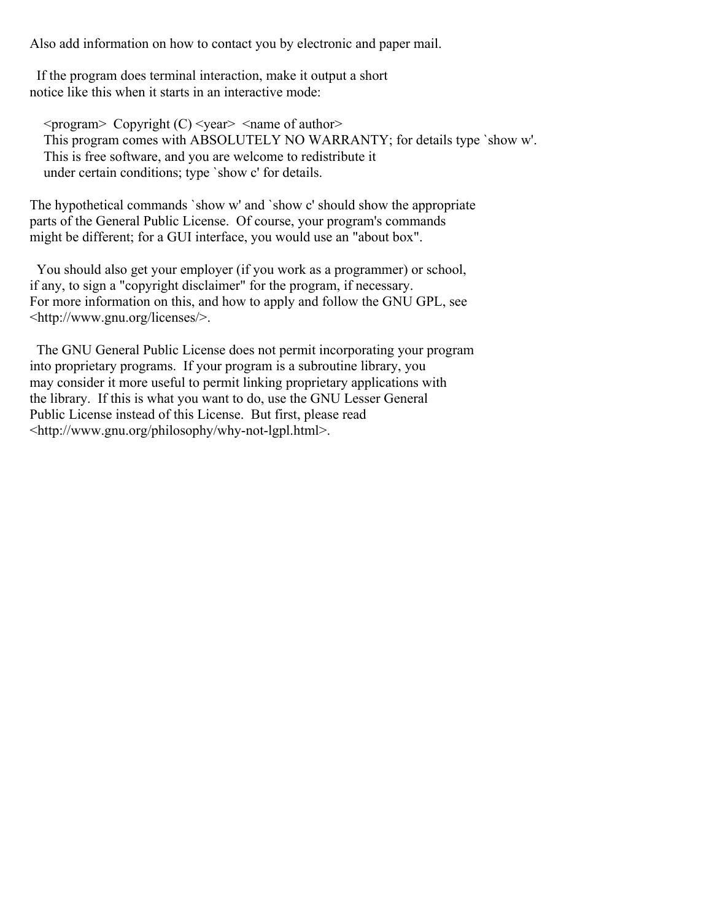Also add information on how to contact you by electronic and paper mail.

If the program does terminal interaction, make it output a short notice like this when it starts in an interactive mode:

```
<program>  Copyright (C) <year>  <name of author>
This program comes with ABSOLUTELY NO WARRANTY; for details type `show w'.
This is free software, and you are welcome to redistribute it
under certain conditions; type `show c' for details.
```

The hypothetical commands `show w' and `show c' should show the appropriate parts of the General Public License. Of course, your program's commands might be different; for a GUI interface, you would use an "about box".

You should also get your employer (if you work as a programmer) or school, if any, to sign a "copyright disclaimer" for the program, if necessary. For more information on this, and how to apply and follow the GNU GPL, see <http://www.gnu.org/licenses/>.

The GNU General Public License does not permit incorporating your program into proprietary programs. If your program is a subroutine library, you may consider it more useful to permit linking proprietary applications with the library. If this is what you want to do, use the GNU Lesser General Public License instead of this License. But first, please read <http://www.gnu.org/philosophy/why-not-lgpl.html>.